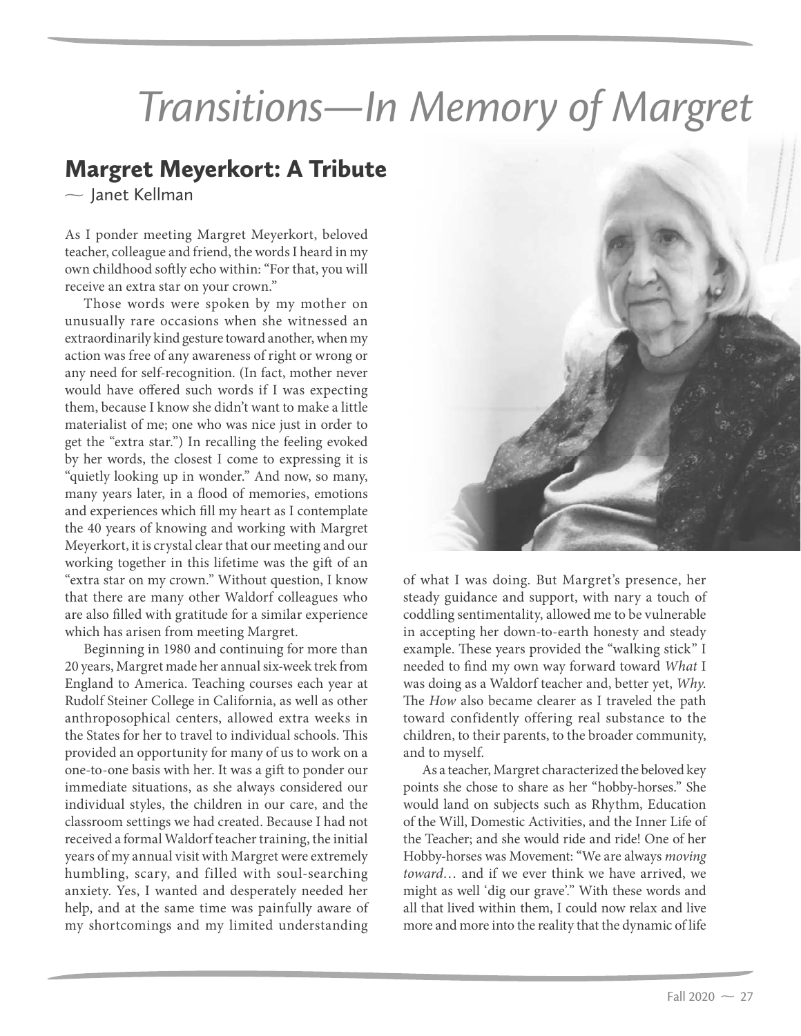# Transitions—In Memory of Margret

## Margret Meyerkort: A Tribute

~ Janet Kellman

As I ponder meeting Margret Meyerkort, beloved teacher, colleague and friend, the words I heard in my own childhood softly echo within: "For that, you will receive an extra star on your crown."

Those words were spoken by my mother on unusually rare occasions when she witnessed an extraordinarily kind gesture toward another, when my action was free of any awareness of right or wrong or any need for self-recognition. (In fact, mother never would have offered such words if I was expecting them, because I know she didn't want to make a little materialist of me; one who was nice just in order to get the "extra star.") In recalling the feeling evoked by her words, the closest I come to expressing it is "quietly looking up in wonder." And now, so many, many years later, in a flood of memories, emotions and experiences which fill my heart as I contemplate the 40 years of knowing and working with Margret Meyerkort, it is crystal clear that our meeting and our working together in this lifetime was the gift of an "extra star on my crown." Without question, I know that there are many other Waldorf colleagues who are also filled with gratitude for a similar experience which has arisen from meeting Margret.

Beginning in 1980 and continuing for more than 20 years, Margret made her annual six-week trek from England to America. Teaching courses each year at Rudolf Steiner College in California, as well as other anthroposophical centers, allowed extra weeks in the States for her to travel to individual schools. This provided an opportunity for many of us to work on a one-to-one basis with her. It was a gift to ponder our immediate situations, as she always considered our individual styles, the children in our care, and the classroom settings we had created. Because I had not received a formal Waldorf teacher training, the initial years of my annual visit with Margret were extremely humbling, scary, and filled with soul-searching anxiety. Yes, I wanted and desperately needed her help, and at the same time was painfully aware of my shortcomings and my limited understanding of what I was doing. But Margret's presence, her steady guidance and support, with nary a touch of coddling sentimentality, allowed me to be vulnerable in accepting her down-to-earth honesty and steady example. These years provided the "walking stick" I needed to find my own way forward toward *What* I was doing as a Waldorf teacher and, better yet, *Why*. The *How* also became clearer as I traveled the path toward confidently offering real substance to the children, to their parents, to the broader community, and to myself.

As a teacher, Margret characterized the beloved key points she chose to share as her "hobby-horses." She would land on subjects such as Rhythm, Education of the Will, Domestic Activities, and the Inner Life of the Teacher; and she would ride and ride! One of her Hobby-horses was Movement: "We are always *moving toward*… and if we ever think we have arrived, we might as well 'dig our grave'." With these words and all that lived within them, I could now relax and live more and more into the reality that the dynamic of life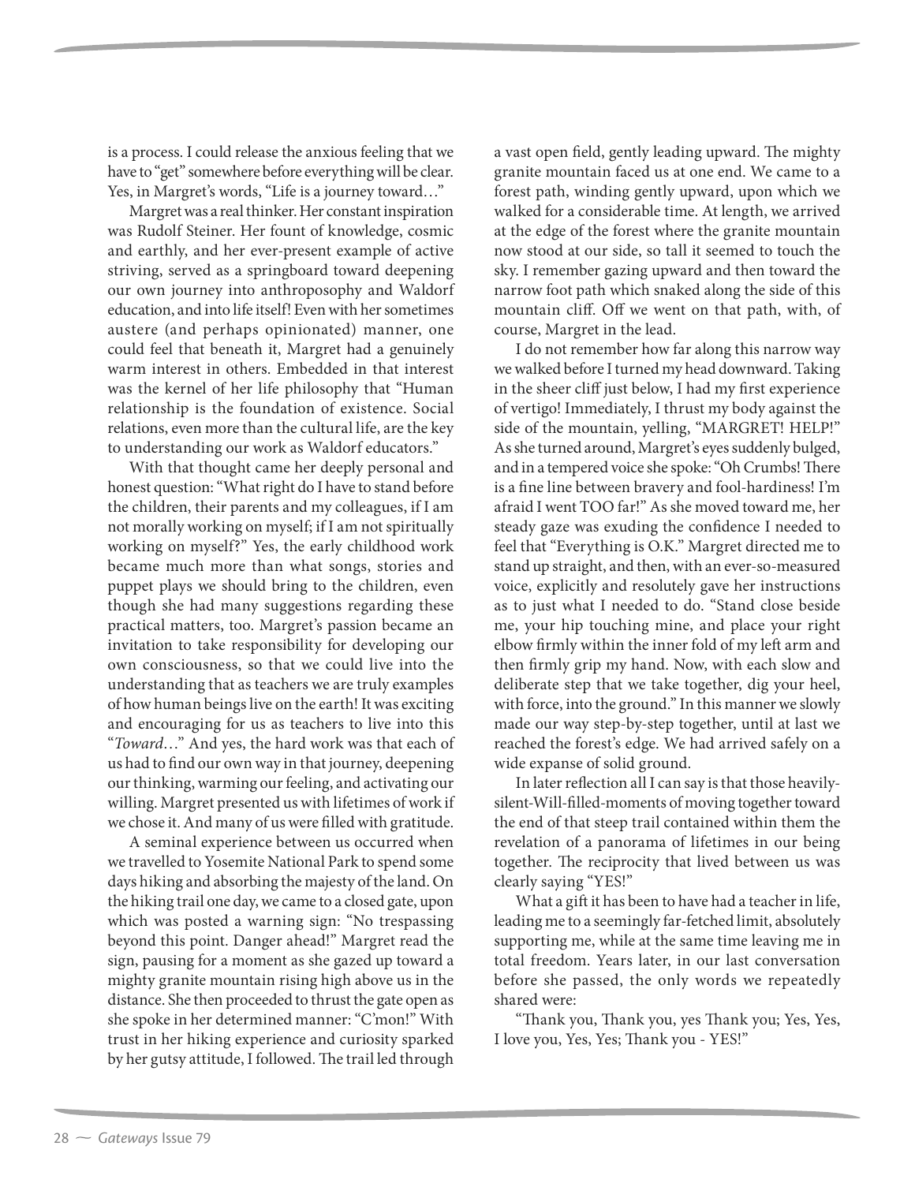is a process. I could release the anxious feeling that we have to "get" somewhere before everything will be clear. Yes, in Margret's words, "Life is a journey toward…"

Margret was a real thinker. Her constant inspiration was Rudolf Steiner. Her fount of knowledge, cosmic and earthly, and her ever-present example of active striving, served as a springboard toward deepening our own journey into anthroposophy and Waldorf education, and into life itself! Even with her sometimes austere (and perhaps opinionated) manner, one could feel that beneath it, Margret had a genuinely warm interest in others. Embedded in that interest was the kernel of her life philosophy that "Human relationship is the foundation of existence. Social relations, even more than the cultural life, are the key to understanding our work as Waldorf educators."

With that thought came her deeply personal and honest question: "What right do I have to stand before the children, their parents and my colleagues, if I am not morally working on myself; if I am not spiritually working on myself?" Yes, the early childhood work became much more than what songs, stories and puppet plays we should bring to the children, even though she had many suggestions regarding these practical matters, too. Margret's passion became an invitation to take responsibility for developing our own consciousness, so that we could live into the understanding that as teachers we are truly examples of how human beings live on the earth! It was exciting and encouraging for us as teachers to live into this "*Toward*…" And yes, the hard work was that each of us had to find our own way in that journey, deepening our thinking, warming our feeling, and activating our willing. Margret presented us with lifetimes of work if we chose it. And many of us were filled with gratitude.

A seminal experience between us occurred when we travelled to Yosemite National Park to spend some days hiking and absorbing the majesty of the land. On the hiking trail one day, we came to a closed gate, upon which was posted a warning sign: "No trespassing beyond this point. Danger ahead!" Margret read the sign, pausing for a moment as she gazed up toward a mighty granite mountain rising high above us in the distance. She then proceeded to thrust the gate open as she spoke in her determined manner: "C'mon!" With trust in her hiking experience and curiosity sparked by her gutsy attitude, I followed. The trail led through a vast open field, gently leading upward. The mighty granite mountain faced us at one end. We came to a forest path, winding gently upward, upon which we walked for a considerable time. At length, we arrived at the edge of the forest where the granite mountain now stood at our side, so tall it seemed to touch the sky. I remember gazing upward and then toward the narrow foot path which snaked along the side of this mountain cliff. Off we went on that path, with, of course, Margret in the lead.

I do not remember how far along this narrow way we walked before I turned my head downward. Taking in the sheer cliff just below, I had my first experience of vertigo! Immediately, I thrust my body against the side of the mountain, yelling, "MARGRET! HELP!" As she turned around, Margret's eyes suddenly bulged, and in a tempered voice she spoke: "Oh Crumbs! There is a fine line between bravery and fool-hardiness! I'm afraid I went TOO far!" As she moved toward me, her steady gaze was exuding the confidence I needed to feel that "Everything is O.K." Margret directed me to stand up straight, and then, with an ever-so-measured voice, explicitly and resolutely gave her instructions as to just what I needed to do. "Stand close beside me, your hip touching mine, and place your right elbow firmly within the inner fold of my left arm and then firmly grip my hand. Now, with each slow and deliberate step that we take together, dig your heel, with force, into the ground." In this manner we slowly made our way step-by-step together, until at last we reached the forest's edge. We had arrived safely on a wide expanse of solid ground.

In later reflection all I can say is that those heavily-silent-Will-filled-moments of moving together toward the end of that steep trail contained within them the revelation of a panorama of lifetimes in our being together. The reciprocity that lived between us was clearly saying "YES!"

What a gift it has been to have had a teacher in life, leading me to a seemingly far-fetched limit, absolutely supporting me, while at the same time leaving me in total freedom. Years later, in our last conversation before she passed, the only words we repeatedly shared were:

"Thank you, Thank you, yes Thank you; Yes, Yes, I love you, Yes, Yes; Thank you - YES!"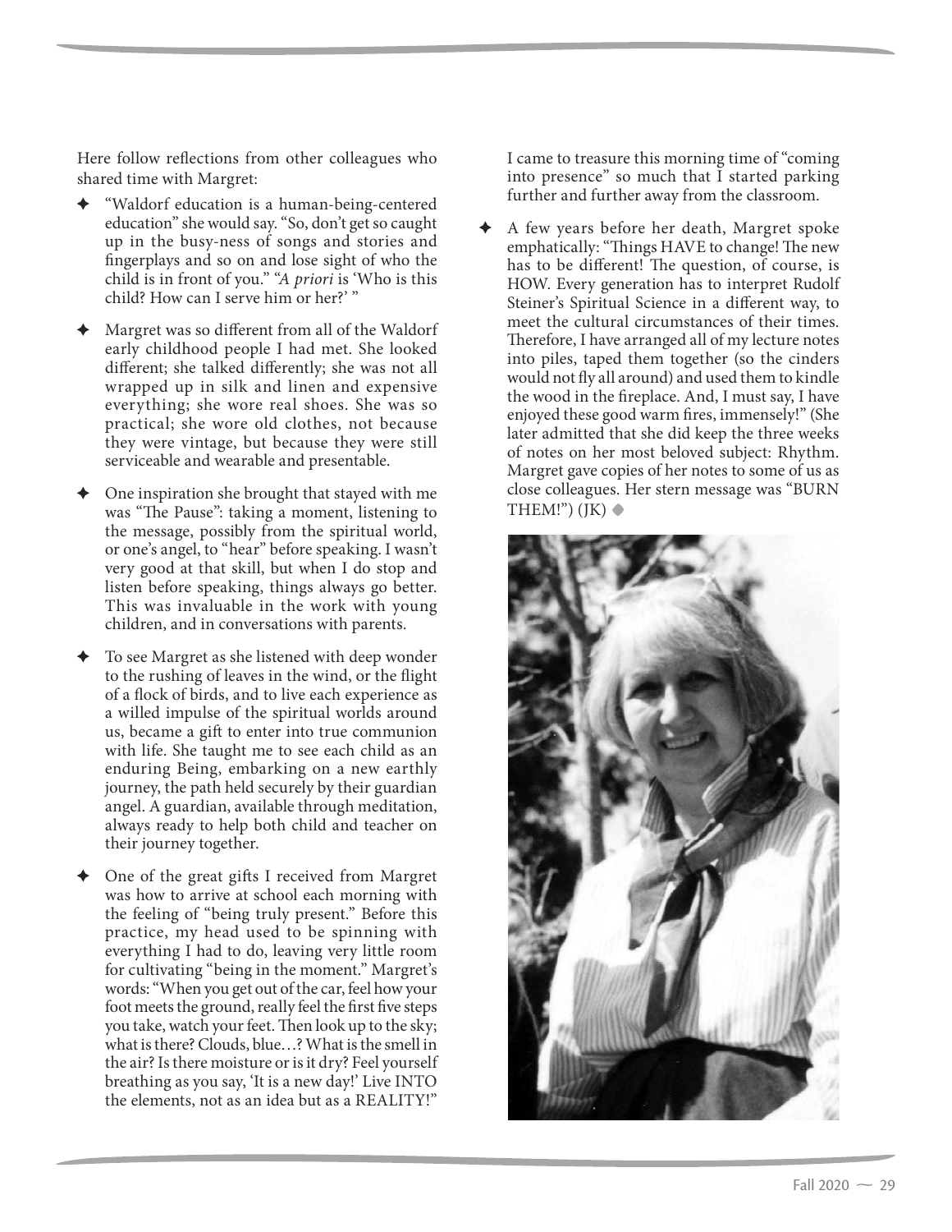Here follow reflections from other colleagues who shared time with Margret:

- "Waldorf education is a human-being-centered education" she would say. "So, don't get so caught up in the busy-ness of songs and stories and fingerplays and so on and lose sight of who the child is in front of you." "*A priori* is 'Who is this child? How can I serve him or her?' "

- Margret was so different from all of the Waldorf early childhood people I had met. She looked different; she talked differently; she was not all wrapped up in silk and linen and expensive everything; she wore real shoes. She was so practical; she wore old clothes, not because they were vintage, but because they were still serviceable and wearable and presentable.

- One inspiration she brought that stayed with me was "The Pause": taking a moment, listening to the message, possibly from the spiritual world, or one's angel, to "hear" before speaking. I wasn't very good at that skill, but when I do stop and listen before speaking, things always go better. This was invaluable in the work with young children, and in conversations with parents.

- To see Margret as she listened with deep wonder to the rushing of leaves in the wind, or the flight of a flock of birds, and to live each experience as a willed impulse of the spiritual worlds around us, became a gift to enter into true communion with life. She taught me to see each child as an enduring Being, embarking on a new earthly journey, the path held securely by their guardian angel. A guardian, available through meditation, always ready to help both child and teacher on their journey together.

- One of the great gifts I received from Margret was how to arrive at school each morning with the feeling of "being truly present." Before this practice, my head used to be spinning with everything I had to do, leaving very little room for cultivating "being in the moment." Margret's words: "When you get out of the car, feel how your foot meets the ground, really feel the first five steps you take, watch your feet. Then look up to the sky; what is there? Clouds, blue…? What is the smell in the air? Is there moisture or is it dry? Feel yourself breathing as you say, 'It is a new day!' Live INTO the elements, not as an idea but as a REALITY!" I came to treasure this morning time of "coming into presence" so much that I started parking further and further away from the classroom.

- A few years before her death, Margret spoke emphatically: "Things HAVE to change! The new has to be different! The question, of course, is HOW. Every generation has to interpret Rudolf Steiner's Spiritual Science in a different way, to meet the cultural circumstances of their times. Therefore, I have arranged all of my lecture notes into piles, taped them together (so the cinders would not fly all around) and used them to kindle the wood in the fireplace. And, I must say, I have enjoyed these good warm fires, immensely!" (She later admitted that she did keep the three weeks of notes on her most beloved subject: Rhythm. Margret gave copies of her notes to some of us as close colleagues. Her stern message was "BURN THEM!") (JK) ◆